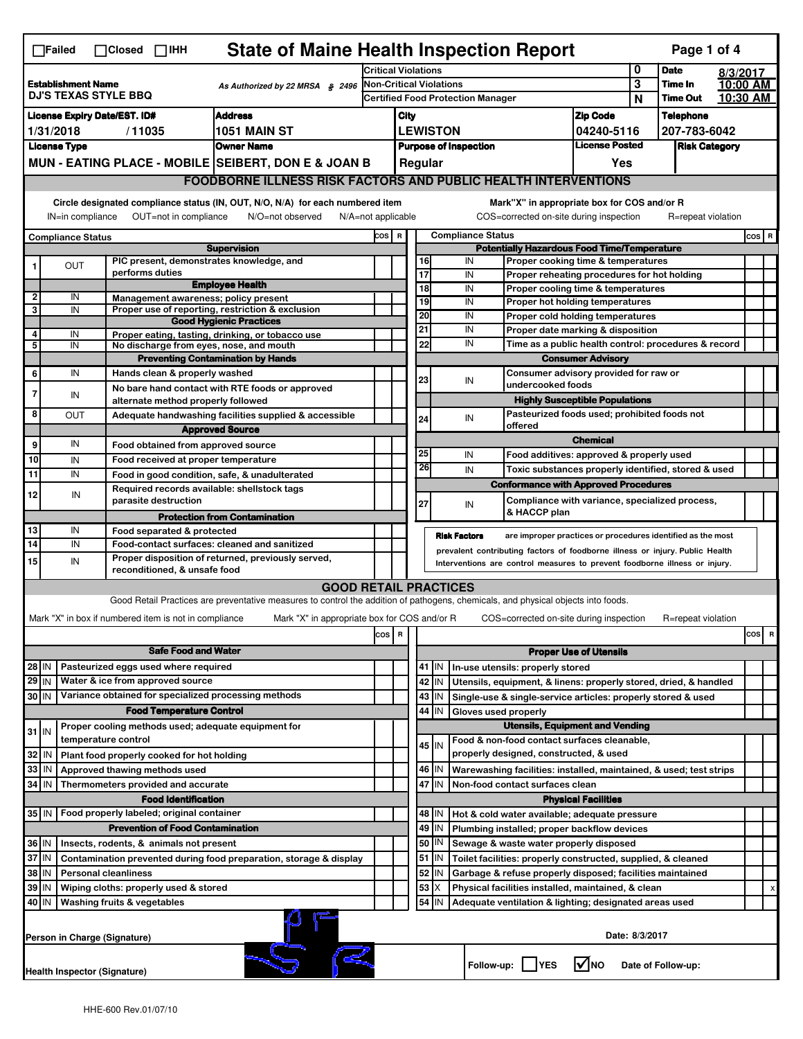☐Failed ☐Closed ☐IHH

# State of Maine Health Inspection Report

| | | | |
|---|---|---|---|
| **Establishment Name** DJ'S TEXAS STYLE BBQ | As Authorized by 22 MRSA § 2496 | Critical Violations: 0 | **Date** 8/3/2017 |
| | | Non-Critical Violations: 3 | **Time In** 10:00 AM |
| | | Certified Food Protection Manager: N | **Time Out** 10:30 AM |

| License Expiry Date/EST. ID# | Address | City | Zip Code | Telephone |
|---|---|---|---|---|
| 1/31/2018 / 11035 | 1051 MAIN ST | LEWISTON | 04240-5116 | 207-783-6042 |

| License Type | Owner Name | Purpose of Inspection | License Posted | Risk Category |
|---|---|---|---|---|
| MUN - EATING PLACE - MOBILE | SEIBERT, DON E & JOAN B | Regular | Yes | |

## FOODBORNE ILLNESS RISK FACTORS AND PUBLIC HEALTH INTERVENTIONS

Circle designated compliance status (IN, OUT, N/O, N/A) for each numbered item
IN=in compliance OUT=not in compliance N/O=not observed N/A=not applicable

Mark "X" in appropriate box for COS and/or R
COS=corrected on-site during inspection R=repeat violation

| # | Compliance Status | Item | COS | R |
|---|---|---|---|---|
| | | **Supervision** | | |
| 1 | OUT | PIC present, demonstrates knowledge, and performs duties | | |
| | | **Employee Health** | | |
| 2 | IN | Management awareness; policy present | | |
| 3 | IN | Proper use of reporting, restriction & exclusion | | |
| | | **Good Hygienic Practices** | | |
| 4 | IN | Proper eating, tasting, drinking, or tobacco use | | |
| 5 | IN | No discharge from eyes, nose, and mouth | | |
| | | **Preventing Contamination by Hands** | | |
| 6 | IN | Hands clean & properly washed | | |
| 7 | IN | No bare hand contact with RTE foods or approved alternate method properly followed | | |
| 8 | OUT | Adequate handwashing facilities supplied & accessible | | |
| | | **Approved Source** | | |
| 9 | IN | Food obtained from approved source | | |
| 10 | IN | Food received at proper temperature | | |
| 11 | IN | Food in good condition, safe, & unadulterated | | |
| 12 | IN | Required records available: shellstock tags parasite destruction | | |
| | | **Protection from Contamination** | | |
| 13 | IN | Food separated & protected | | |
| 14 | IN | Food-contact surfaces: cleaned and sanitized | | |
| 15 | IN | Proper disposition of returned, previously served, reconditioned, & unsafe food | | |
| | | **Potentially Hazardous Food Time/Temperature** | | |
| 16 | IN | Proper cooking time & temperatures | | |
| 17 | IN | Proper reheating procedures for hot holding | | |
| 18 | IN | Proper cooling time & temperatures | | |
| 19 | IN | Proper hot holding temperatures | | |
| 20 | IN | Proper cold holding temperatures | | |
| 21 | IN | Proper date marking & disposition | | |
| 22 | IN | Time as a public health control: procedures & record | | |
| | | **Consumer Advisory** | | |
| 23 | IN | Consumer advisory provided for raw or undercooked foods | | |
| | | **Highly Susceptible Populations** | | |
| 24 | IN | Pasteurized foods used; prohibited foods not offered | | |
| | | **Chemical** | | |
| 25 | IN | Food additives: approved & properly used | | |
| 26 | IN | Toxic substances properly identified, stored & used | | |
| | | **Conformance with Approved Procedures** | | |
| 27 | IN | Compliance with variance, specialized process, & HACCP plan | | |

**Risk Factors** are improper practices or procedures identified as the most prevalent contributing factors of foodborne illness or injury. Public Health Interventions are control measures to prevent foodborne illness or injury.

## GOOD RETAIL PRACTICES

Good Retail Practices are preventative measures to control the addition of pathogens, chemicals, and physical objects into foods.

Mark "X" in box if numbered item is not in compliance Mark "X" in appropriate box for COS and/or R COS=corrected on-site during inspection R=repeat violation

| # | Status | Item | COS | R |
|---|---|---|---|---|
| | | **Safe Food and Water** | | |
| 28 | IN | Pasteurized eggs used where required | | |
| 29 | IN | Water & ice from approved source | | |
| 30 | IN | Variance obtained for specialized processing methods | | |
| | | **Food Temperature Control** | | |
| 31 | IN | Proper cooling methods used; adequate equipment for temperature control | | |
| 32 | IN | Plant food properly cooked for hot holding | | |
| 33 | IN | Approved thawing methods used | | |
| 34 | IN | Thermometers provided and accurate | | |
| | | **Food Identification** | | |
| 35 | IN | Food properly labeled; original container | | |
| | | **Prevention of Food Contamination** | | |
| 36 | IN | Insects, rodents, & animals not present | | |
| 37 | IN | Contamination prevented during food preparation, storage & display | | |
| 38 | IN | Personal cleanliness | | |
| 39 | IN | Wiping cloths: properly used & stored | | |
| 40 | IN | Washing fruits & vegetables | | |
| | | **Proper Use of Utensils** | | |
| 41 | IN | In-use utensils: properly stored | | |
| 42 | IN | Utensils, equipment, & linens: properly stored, dried, & handled | | |
| 43 | IN | Single-use & single-service articles: properly stored & used | | |
| 44 | IN | Gloves used properly | | |
| | | **Utensils, Equipment and Vending** | | |
| 45 | IN | Food & non-food contact surfaces cleanable, properly designed, constructed, & used | | |
| 46 | IN | Warewashing facilities: installed, maintained, & used; test strips | | |
| 47 | IN | Non-food contact surfaces clean | | |
| | | **Physical Facilities** | | |
| 48 | IN | Hot & cold water available; adequate pressure | | |
| 49 | IN | Plumbing installed; proper backflow devices | | |
| 50 | IN | Sewage & waste water properly disposed | | |
| 51 | IN | Toilet facilities: properly constructed, supplied, & cleaned | | |
| 52 | IN | Garbage & refuse properly disposed; facilities maintained | | |
| 53 | X | Physical facilities installed, maintained, & clean | | x |
| 54 | IN | Adequate ventilation & lighting; designated areas used | | |

Person in Charge (Signature) Date: 8/3/2017

Health Inspector (Signature)

Follow-up: ☐ YES ☑ NO Date of Follow-up:

HHE-600 Rev.01/07/10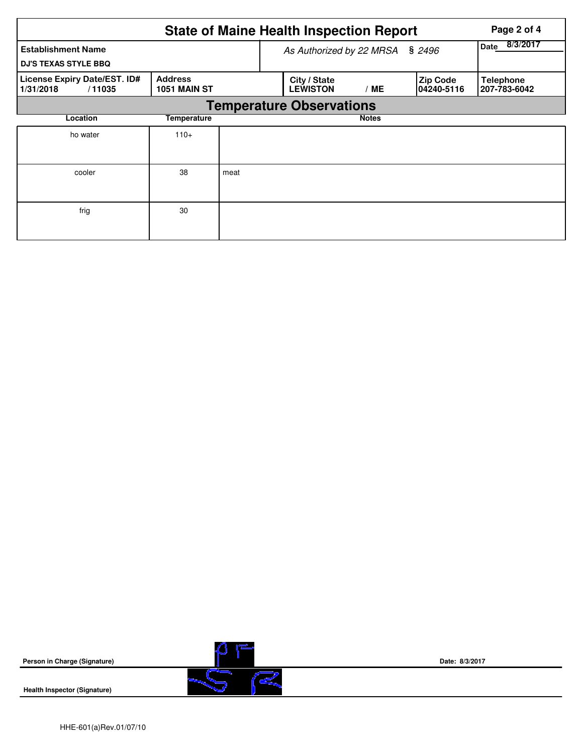# State of Maine Health Inspection Report

| Establishment Name | As Authorized by 22 MRSA § 2496 | | | Date 8/3/2017 |
|---|---|---|---|---|
| DJ'S TEXAS STYLE BBQ | | | | |
| **License Expiry Date/EST. ID#** | **Address** | **City / State** | **Zip Code** | **Telephone** |
| 1/31/2018 / 11035 | 1051 MAIN ST | LEWISTON / ME | 04240-5116 | 207-783-6042 |

## Temperature Observations

| Location | Temperature | Notes |
|---|---|---|
| ho water | 110+ | |
| cooler | 38 | meat |
| frig | 30 | |

**Person in Charge (Signature)** &nbsp;&nbsp;&nbsp;&nbsp; **Date: 8/3/2017**

**Health Inspector (Signature)**

HHE-601(a)Rev.01/07/10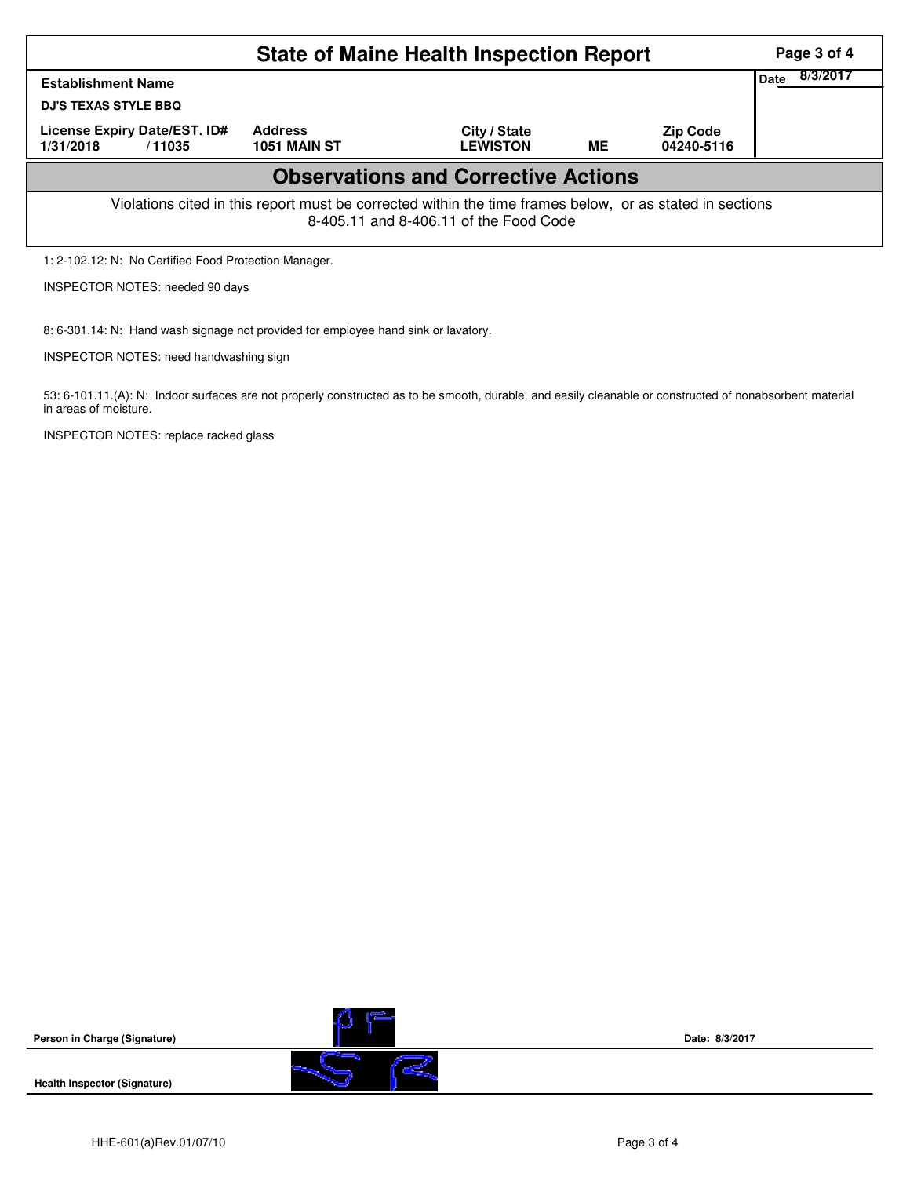# State of Maine Health Inspection Report

| Establishment Name | | | | | Date 8/3/2017 |
|---|---|---|---|---|---|
| DJ'S TEXAS STYLE BBQ | | | | | |
| License Expiry Date/EST. ID# | Address | City / State | | Zip Code | |
| 1/31/2018 / 11035 | 1051 MAIN ST | LEWISTON | ME | 04240-5116 | |

## Observations and Corrective Actions

Violations cited in this report must be corrected within the time frames below, or as stated in sections 8-405.11 and 8-406.11 of the Food Code

1: 2-102.12: N: No Certified Food Protection Manager.

INSPECTOR NOTES: needed 90 days

8: 6-301.14: N: Hand wash signage not provided for employee hand sink or lavatory.

INSPECTOR NOTES: need handwashing sign

53: 6-101.11.(A): N: Indoor surfaces are not properly constructed as to be smooth, durable, and easily cleanable or constructed of nonabsorbent material in areas of moisture.

INSPECTOR NOTES: replace racked glass

**Person in Charge (Signature)** Date: 8/3/2017

**Health Inspector (Signature)**

HHE-601(a)Rev.01/07/10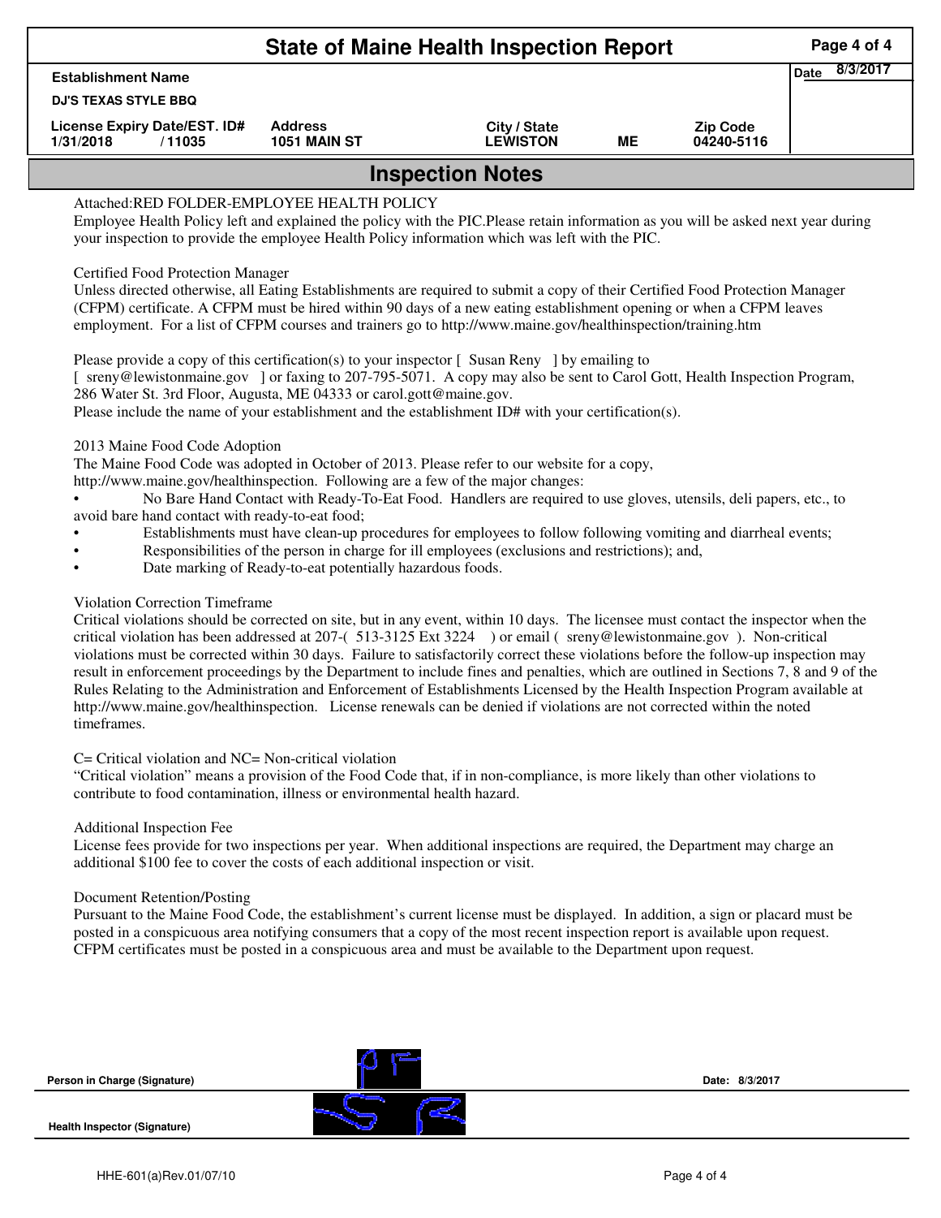# State of Maine Health Inspection Report

| Establishment Name | | | | | Date 8/3/2017 |
|---|---|---|---|---|---|
| DJ'S TEXAS STYLE BBQ | | | | | |
| License Expiry Date/EST. ID# | Address | City / State | | Zip Code | |
| 1/31/2018 / 11035 | 1051 MAIN ST | LEWISTON | ME | 04240-5116 | |

## Inspection Notes

Attached:RED FOLDER-EMPLOYEE HEALTH POLICY
Employee Health Policy left and explained the policy with the PIC.Please retain information as you will be asked next year during your inspection to provide the employee Health Policy information which was left with the PIC.

Certified Food Protection Manager
Unless directed otherwise, all Eating Establishments are required to submit a copy of their Certified Food Protection Manager (CFPM) certificate. A CFPM must be hired within 90 days of a new eating establishment opening or when a CFPM leaves employment. For a list of CFPM courses and trainers go to http://www.maine.gov/healthinspection/training.htm

Please provide a copy of this certification(s) to your inspector [ Susan Reny ] by emailing to
[ sreny@lewistonmaine.gov ] or faxing to 207-795-5071. A copy may also be sent to Carol Gott, Health Inspection Program, 286 Water St. 3rd Floor, Augusta, ME 04333 or carol.gott@maine.gov.
Please include the name of your establishment and the establishment ID# with your certification(s).

2013 Maine Food Code Adoption
The Maine Food Code was adopted in October of 2013. Please refer to our website for a copy,
http://www.maine.gov/healthinspection. Following are a few of the major changes:

- No Bare Hand Contact with Ready-To-Eat Food. Handlers are required to use gloves, utensils, deli papers, etc., to avoid bare hand contact with ready-to-eat food;
- Establishments must have clean-up procedures for employees to follow following vomiting and diarrheal events;
- Responsibilities of the person in charge for ill employees (exclusions and restrictions); and,
- Date marking of Ready-to-eat potentially hazardous foods.

Violation Correction Timeframe
Critical violations should be corrected on site, but in any event, within 10 days. The licensee must contact the inspector when the critical violation has been addressed at 207-( 513-3125 Ext 3224 ) or email ( sreny@lewistonmaine.gov ). Non-critical violations must be corrected within 30 days. Failure to satisfactorily correct these violations before the follow-up inspection may result in enforcement proceedings by the Department to include fines and penalties, which are outlined in Sections 7, 8 and 9 of the Rules Relating to the Administration and Enforcement of Establishments Licensed by the Health Inspection Program available at http://www.maine.gov/healthinspection. License renewals can be denied if violations are not corrected within the noted timeframes.

C= Critical violation and NC= Non-critical violation
"Critical violation" means a provision of the Food Code that, if in non-compliance, is more likely than other violations to contribute to food contamination, illness or environmental health hazard.

Additional Inspection Fee
License fees provide for two inspections per year. When additional inspections are required, the Department may charge an additional $100 fee to cover the costs of each additional inspection or visit.

Document Retention/Posting
Pursuant to the Maine Food Code, the establishment's current license must be displayed. In addition, a sign or placard must be posted in a conspicuous area notifying consumers that a copy of the most recent inspection report is available upon request. CFPM certificates must be posted in a conspicuous area and must be available to the Department upon request.

**Person in Charge (Signature)** Date: 8/3/2017

**Health Inspector (Signature)**

HHE-601(a)Rev.01/07/10